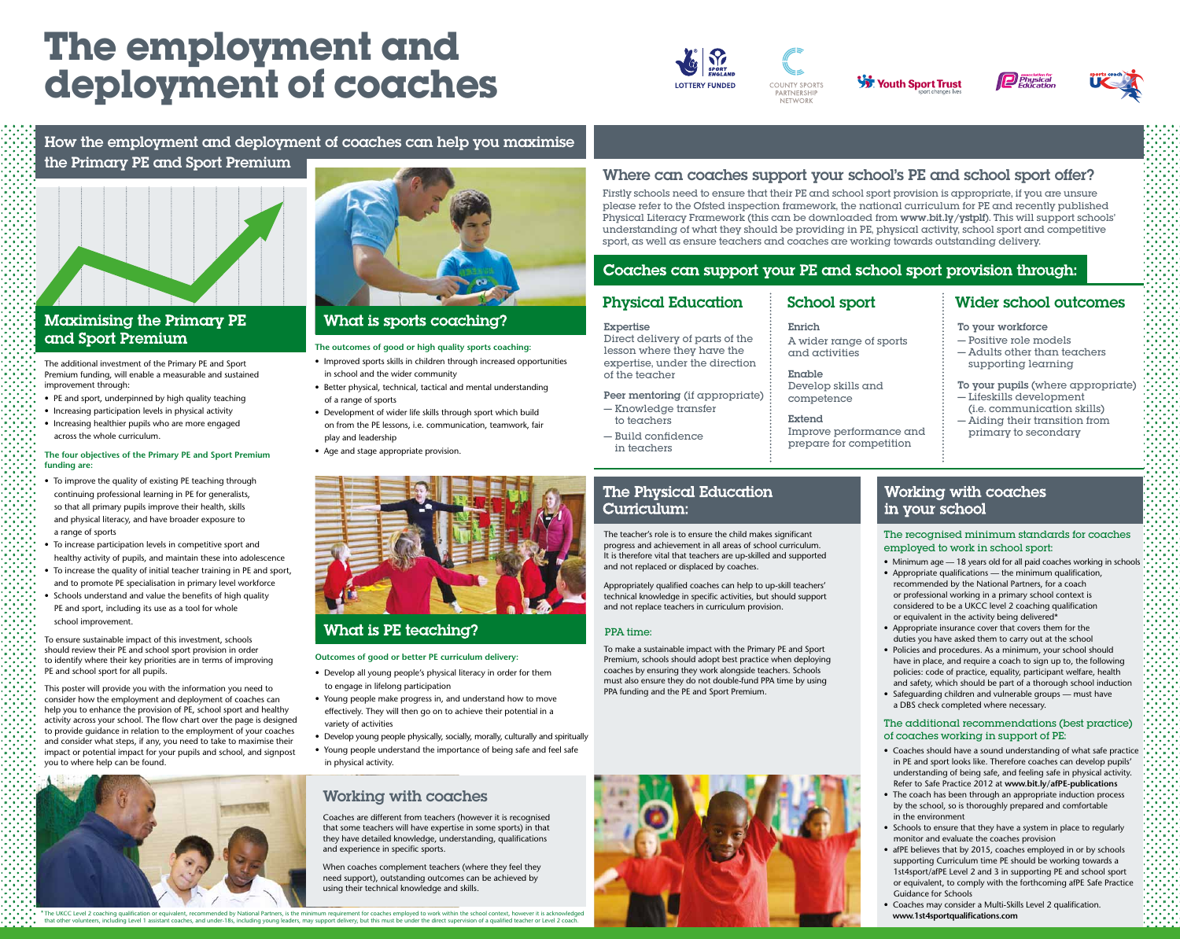# The employment and deployment of coaches

## How the employment and deployment of coaches can help you maximise the Primary PE and Sport Premium

## Maximising the Primary PE and Sport Premium

The additional investment of the Primary PE and Sport Premium funding, will enable a measurable and sustained improvement through:

- PE and sport, underpinned by high quality teaching
- Increasing participation levels in physical activity
- Increasing healthier pupils who are more engaged across the whole curriculum.

**The four objectives of the Primary PE and Sport Premium funding are:**

- To improve the quality of existing PE teaching through continuing professional learning in PE for generalists, so that all primary pupils improve their health, skills and physical literacy, and have broader exposure to a range of sports
- To increase participation levels in competitive sport and healthy activity of pupils, and maintain these into adolescence
- To increase the quality of initial teacher training in PE and sport, and to promote PE specialisation in primary level workforce
- Schools understand and value the benefits of high quality PE and sport, including its use as a tool for whole school improvement.

To ensure sustainable impact of this investment, schools should review their PE and school sport provision in order to identify where their key priorities are in terms of improving PE and school sport for all pupils.

This poster will provide you with the information you need to consider how the employment and deployment of coaches can help you to enhance the provision of PE, school sport and healthy activity across your school. The flow chart over the page is designed to provide guidance in relation to the employment of your coaches and consider what steps, if any, you need to take to maximise their impact or potential impact for your pupils and school, and signpost you to where help can be found.

## What is sports coaching?

**The outcomes of good or high quality sports coaching:**

- Improved sports skills in children through increased opportunities in school and the wider community
- Better physical, technical, tactical and mental understanding of a range of sports
- Development of wider life skills through sport which build on from the PE lessons, i.e. communication, teamwork, fair play and leadership
- Age and stage appropriate provision.

## What is PE teaching?

**Outcomes of good or better PE curriculum delivery:**

- Develop all young people's physical literacy in order for them to engage in lifelong participation
- Young people make progress in, and understand how to move effectively. They will then go on to achieve their potential in a variety of activities
- Develop young people physically, socially, morally, culturally and spiritually
- Young people understand the importance of being safe and feel safe in physical activity.

## Working with coaches

Coaches are different from teachers (however it is recognised that some teachers will have expertise in some sports) in that they have detailed knowledge, understanding, qualifications and experience in specific sports.

When coaches complement teachers (where they feel they need support), outstanding outcomes can be achieved by using their technical knowledge and skills.

## Where can coaches support your school's PE and school sport offer?

Firstly schools need to ensure that their PE and school sport provision is appropriate, if you are unsure please refer to the Ofsted inspection framework, the national curriculum for PE and recently published Physical Literacy Framework (this can be downloaded from **www.bit.ly/ystplf**). This will support schools' understanding of what they should be providing in PE, physical activity, school sport and competitive sport, as well as ensure teachers and coaches are working towards outstanding delivery.

## Coaches can support your PE and school sport provision through:

### Physical Education

**Expertise**
Direct delivery of parts of the lesson where they have the expertise, under the direction of the teacher

**Peer mentoring** (if appropriate)
— Knowledge transfer to teachers
— Build confidence in teachers

### School sport

**Enrich**
A wider range of sports and activities

**Enable**
Develop skills and competence

**Extend**
Improve performance and prepare for competition

### Wider school outcomes

**To your workforce**
— Positive role models
— Adults other than teachers supporting learning

**To your pupils** (where appropriate)
— Lifeskills development (i.e. communication skills)
— Aiding their transition from primary to secondary

## The Physical Education Curriculum:

The teacher's role is to ensure the child makes significant progress and achievement in all areas of school curriculum. It is therefore vital that teachers are up-skilled and supported and not replaced or displaced by coaches.

Appropriately qualified coaches can help to up-skill teachers' technical knowledge in specific activities, but should support and not replace teachers in curriculum provision.

### PPA time:

To make a sustainable impact with the Primary PE and Sport Premium, schools should adopt best practice when deploying coaches by ensuring they work alongside teachers. Schools must also ensure they do not double-fund PPA time by using PPA funding and the PE and Sport Premium.

## Working with coaches in your school

### The recognised minimum standards for coaches employed to work in school sport:

- Minimum age — 18 years old for all paid coaches working in schools
- Appropriate qualifications — the minimum qualification, recommended by the National Partners, for a coach or professional working in a primary school context is considered to be a UKCC level 2 coaching qualification or equivalent in the activity being delivered*
- Appropriate insurance cover that covers them for the duties you have asked them to carry out at the school
- Policies and procedures. As a minimum, your school should have in place, and require a coach to sign up to, the following policies: code of practice, equality, participant welfare, health and safety, which should be part of a thorough school induction
- Safeguarding children and vulnerable groups — must have a DBS check completed where necessary.

### The additional recommendations (best practice) of coaches working in support of PE:

- Coaches should have a sound understanding of what safe practice in PE and sport looks like. Therefore coaches can develop pupils' understanding of being safe, and feeling safe in physical activity. Refer to Safe Practice 2012 at **www.bit.ly/afPE-publications**
- The coach has been through an appropriate induction process by the school, so is thoroughly prepared and comfortable in the environment
- Schools to ensure that they have a system in place to regularly monitor and evaluate the coaches provision
- afPE believes that by 2015, coaches employed in or by schools supporting Curriculum time PE should be working towards a 1st4sport/afPE Level 2 and 3 in supporting PE and school sport or equivalent, to comply with the forthcoming afPE Safe Practice Guidance for Schools
- Coaches may consider a Multi-Skills Level 2 qualification. **www.1st4sportqualifications.com**

* The UKCC Level 2 coaching qualification or equivalent, recommended by National Partners, is the minimum requirement for coaches employed to work within the school context, however it is acknowledged that other volunteers, including Level 1 assistant coaches, and under-18s, including young leaders, may support delivery, but this must be under the direct supervision of a qualified teacher or Level 2 coach.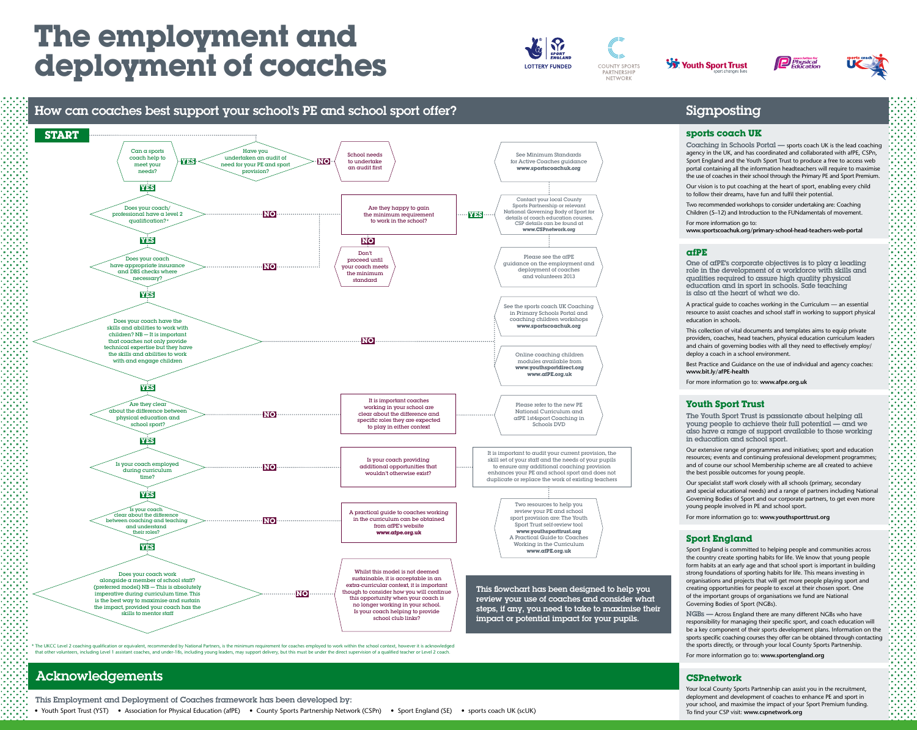# The employment and deployment of coaches

LOTTERY FUNDED | SPORT ENGLAND | COUNTY SPORTS PARTNERSHIP NETWORK | Youth Sport Trust sport changes lives | association for Physical Education | sports coach UK

## How can coaches best support your school's PE and school sport offer?

**START**

Have you undertaken an audit of need for your PE and sport provision?

- **NO** → School needs to undertake an audit first
  - See Minimum Standards for Active Coaches guidance **www.sportscoachuk.org**
- **YES** → Can a sports coach help to meet your needs?

Can a sports coach help to meet your needs?

- **YES** → Does your coach/professional have a level 2 qualification?*

Does your coach/professional have a level 2 qualification?*

- **NO** → Are they happy to gain the minimum requirement to work in the school?
  - **YES** → Contact your local County Sports Partnership or relevant National Governing Body of Sport for details of coach education courses, CSP details can be found at **www.CSPnetwork.org**
  - **NO** → Don't proceed until your coach meets the minimum standard
- **YES** → Does your coach have appropriate insurance and DBS checks where necessary?

Does your coach have appropriate insurance and DBS checks where necessary?

- **NO** → Don't proceed until your coach meets the minimum standard
  - Please see the afPE guidance on the employment and deployment of coaches and volunteers 2013
- **YES** → Does your coach have the skills and abilities to work with children? NB — It is important that coaches not only provide technical expertise but they have the skills and abilities to work with and engage children

Does your coach have the skills and abilities to work with children? NB — It is important that coaches not only provide technical expertise but they have the skills and abilities to work with and engage children

- **NO** →
  - See the sports coach UK Coaching in Primary Schools Portal and coaching children workshops **www.sportscoachuk.org**
  - Online coaching children modules available from **www.youthsportdirect.org** **www.afPE.org.uk**
- **YES** → Are they clear about the difference between physical education and school sport?

Are they clear about the difference between physical education and school sport?

- **NO** → It is important coaches working in your school are clear about the difference and specific roles they are expected to play in either context
  - Please refer to the new PE National Curriculum and afPE 1st4sport Coaching in Schools DVD
- **YES** → Is your coach employed during curriculum time?

Is your coach employed during curriculum time?

- **NO** → Is your coach providing additional opportunities that wouldn't otherwise exist?
  - It is important to audit your current provision, the skill set of your staff and the needs of your pupils to ensure any additional coaching provision enhances your PE and school sport and does not duplicate or replace the work of existing teachers
- **YES** → Is your coach clear about the difference between coaching and teaching and understand their roles?

Is your coach clear about the difference between coaching and teaching and understand their roles?

- **NO** → A practical guide to coaches working in the curriculum can be obtained from afPE's website **www.afpe.org.uk**
  - Two resources to help you review your PE and school sport provision are: The Youth Sport Trust self-review tool **www.youthsporttrust.org** A Practical Guide to: Coaches Working in the Curriculum **www.afPE.org.uk**
- **YES** → Does your coach work alongside a member of school staff? (preferred model) NB — This is absolutely imperative during curriculum time. This is the best way to maximise and sustain the impact, provided your coach has the skills to mentor staff

Does your coach work alongside a member of school staff? (preferred model) NB — This is absolutely imperative during curriculum time. This is the best way to maximise and sustain the impact, provided your coach has the skills to mentor staff

- **NO** → Whilst this model is not deemed sustainable, it is acceptable in an extra-curricular context, it is important though to consider how you will continue this opportunity when your coach is no longer working in the school. Is your coach helping to provide school club links?

**This flowchart has been designed to help you review your use of coaches and consider what steps, if any, you need to take to maximise their impact or potential impact for your pupils.**

* The UKCC Level 2 coaching qualification or equivalent, recommended by National Partners, is the minimum requirement for coaches employed to work within the school context, however it is acknowledged that other volunteers, including Level 1 assistant coaches, and under-18s, including young leaders, may support delivery, but this must be under the direct supervision of a qualified teacher or Level 2 coach.

## Signposting

### sports coach UK

Coaching in Schools Portal — sports coach UK is the lead coaching agency in the UK, and has coordinated and collaborated with afPE, CSPn, Sport England and the Youth Sport Trust to produce a free to access web portal containing all the information headteachers will require to maximise the use of coaches in their school through the Primary PE and Sport Premium.

Our vision is to put coaching at the heart of sport, enabling every child to follow their dreams, have fun and fulfil their potential.

Two recommended workshops to consider undertaking are: Coaching Children (5–12) and Introduction to the FUNdamentals of movement.

For more information go to:
**www.sportscoachuk.org/primary-school-head-teachers-web-portal**

### afPE

**One of afPE's corporate objectives is to play a leading role in the development of a workforce with skills and qualities required to assure high quality physical education and in sport in schools. Safe teaching is also at the heart of what we do.**

A practical guide to coaches working in the Curriculum — an essential resource to assist coaches and school staff in working to support physical education in schools.

This collection of vital documents and templates aims to equip private providers, coaches, head teachers, physical education curriculum leaders and chairs of governing bodies with all they need to effectively employ/deploy a coach in a school environment.

Best Practice and Guidance on the use of individual and agency coaches: **www.bit.ly/afPE-health**

For more information go to: **www.afpe.org.uk**

### Youth Sport Trust

**The Youth Sport Trust is passionate about helping all young people to achieve their full potential — and we also have a range of support available to those working in education and school sport.**

Our extensive range of programmes and initiatives; sport and education resources; events and continuing professional development programmes; and of course our school Membership scheme are all created to achieve the best possible outcomes for young people.

Our specialist staff work closely with all schools (primary, secondary and special educational needs) and a range of partners including National Governing Bodies of Sport and our corporate partners, to get even more young people involved in PE and school sport.

For more information go to: **www.youthsporttrust.org**

### Sport England

Sport England is committed to helping people and communities across the country create sporting habits for life. We know that young people form habits at an early age and that school sport is important in building strong foundations of sporting habits for life. This means investing in organisations and projects that will get more people playing sport and creating opportunities for people to excel at their chosen sport. One of the important groups of organisations we fund are National Governing Bodies of Sport (NGBs).

NGBs — Across England there are many different NGBs who have responsibility for managing their specific sport, and coach education will be a key component of their sports development plans. Information on the sports specific coaching courses they offer can be obtained through contacting the sports directly, or through your local County Sports Partnership.

For more information go to: **www.sportengland.org**

### CSPnetwork

Your local County Sports Partnership can assist you in the recruitment, deployment and development of coaches to enhance PE and sport in your school, and maximise the impact of your Sport Premium funding. To find your CSP visit: **www.cspnetwork.org**

## Acknowledgements

**This Employment and Deployment of Coaches framework has been developed by:**

- Youth Sport Trust (YST)
- Association for Physical Education (afPE)
- County Sports Partnership Network (CSPn)
- Sport England (SE)
- sports coach UK (scUK)